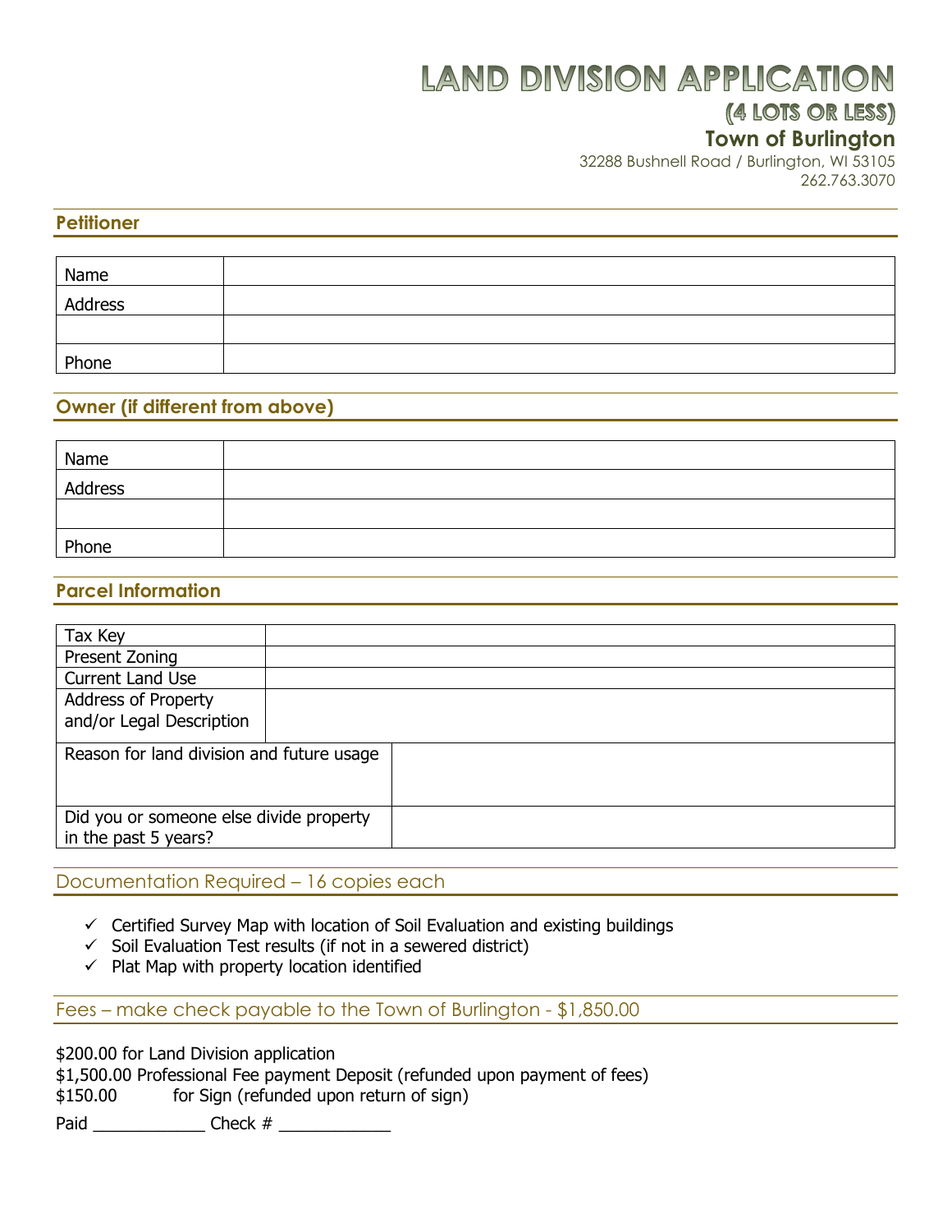# LAND DIVISION APPLICATION

## (4 LOTS OR LESS)

**Town of Burlington**

32288 Bushnell Road / Burlington, WI 53105
262.763.3070

## Petitioner

| | |
|---|---|
| Name | |
| Address | |
| | |
| Phone | |

## Owner (if different from above)

| | |
|---|---|
| Name | |
| Address | |
| | |
| Phone | |

## Parcel Information

| | |
|---|---|
| Tax Key | |
| Present Zoning | |
| Current Land Use | |
| Address of Property and/or Legal Description | |

| | |
|---|---|
| Reason for land division and future usage | |
| Did you or someone else divide property in the past 5 years? | |

## Documentation Required – 16 copies each

- ✓ Certified Survey Map with location of Soil Evaluation and existing buildings
- ✓ Soil Evaluation Test results (if not in a sewered district)
- ✓ Plat Map with property location identified

## Fees – make check payable to the Town of Burlington - $1,850.00

$200.00 for Land Division application
$1,500.00 Professional Fee payment Deposit (refunded upon payment of fees)
$150.00 for Sign (refunded upon return of sign)

Paid ____________ Check # ____________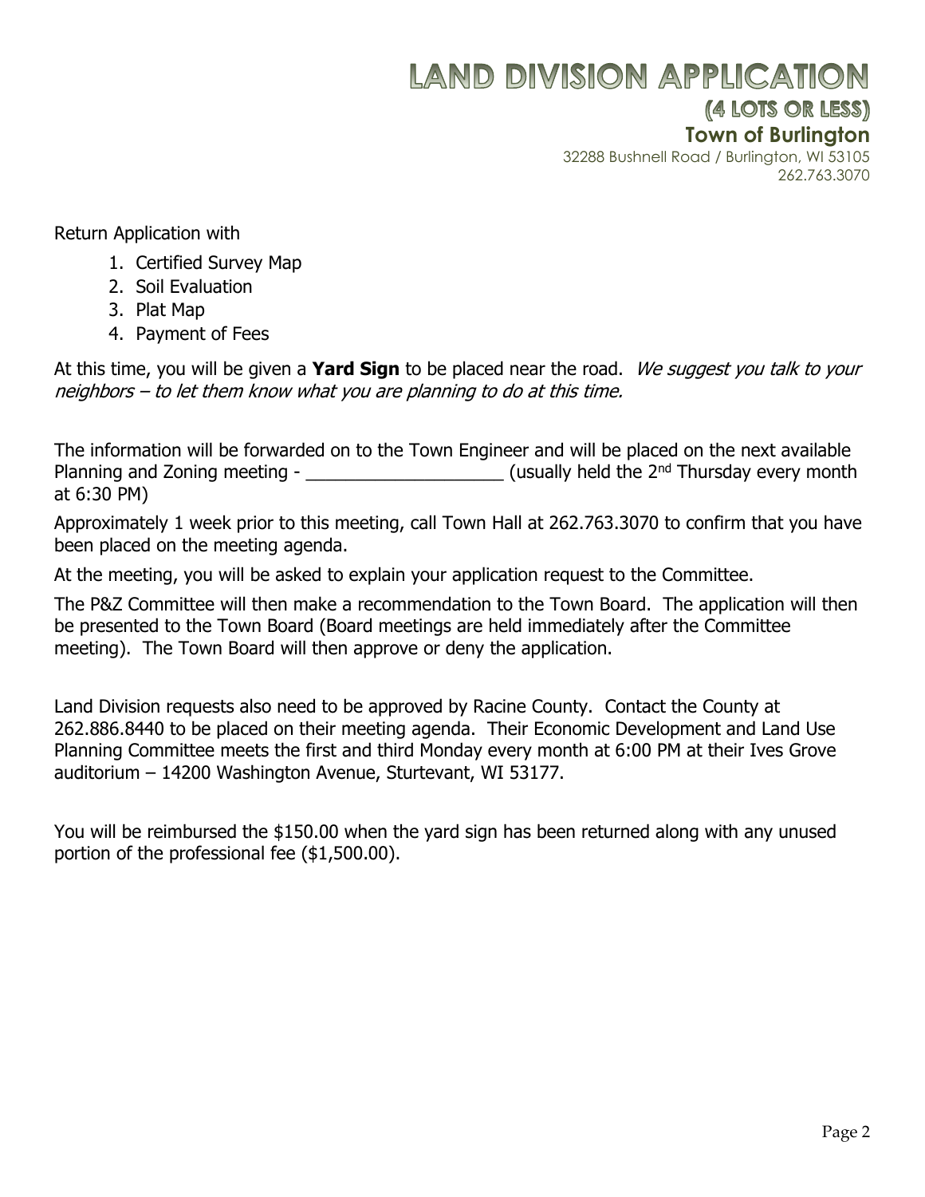# LAND DIVISION APPLICATION

## (4 LOTS OR LESS)

### Town of Burlington

32288 Bushnell Road / Burlington, WI 53105
262.763.3070

Return Application with

1. Certified Survey Map
2. Soil Evaluation
3. Plat Map
4. Payment of Fees

At this time, you will be given a **Yard Sign** to be placed near the road. *We suggest you talk to your neighbors – to let them know what you are planning to do at this time.*

The information will be forwarded on to the Town Engineer and will be placed on the next available Planning and Zoning meeting - ____________________ (usually held the 2nd Thursday every month at 6:30 PM)

Approximately 1 week prior to this meeting, call Town Hall at 262.763.3070 to confirm that you have been placed on the meeting agenda.

At the meeting, you will be asked to explain your application request to the Committee.

The P&Z Committee will then make a recommendation to the Town Board. The application will then be presented to the Town Board (Board meetings are held immediately after the Committee meeting). The Town Board will then approve or deny the application.

Land Division requests also need to be approved by Racine County. Contact the County at 262.886.8440 to be placed on their meeting agenda. Their Economic Development and Land Use Planning Committee meets the first and third Monday every month at 6:00 PM at their Ives Grove auditorium – 14200 Washington Avenue, Sturtevant, WI 53177.

You will be reimbursed the $150.00 when the yard sign has been returned along with any unused portion of the professional fee ($1,500.00).